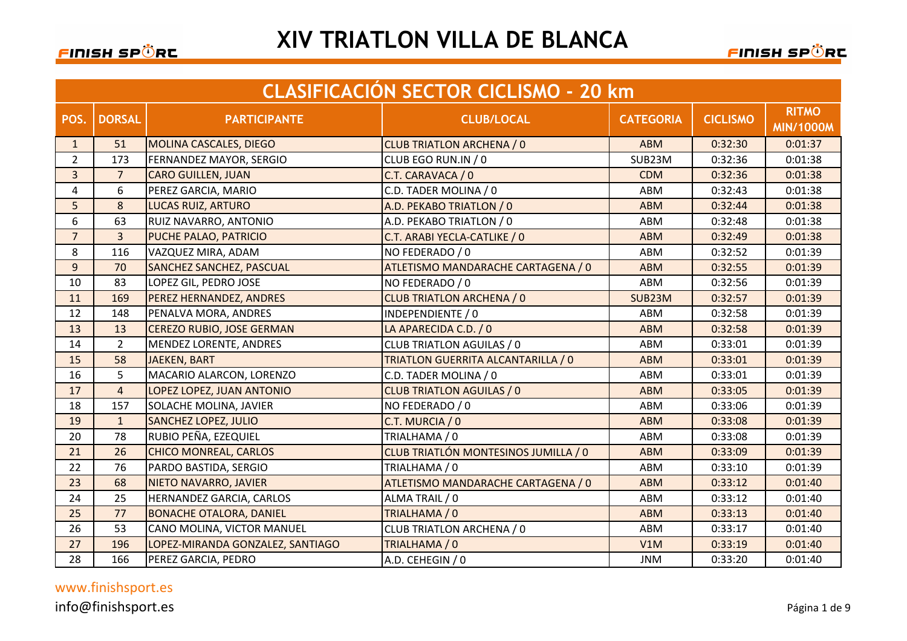# XIV TRIATLON VILLA DE BLANCA

## CLASIFICACIÓN SECTOR CICLISMO - 20 km

| POS. | DORSAL | PARTICIPANTE | CLUB/LOCAL | CATEGORIA | CICLISMO | RITMO MIN/1000M |
|---|---|---|---|---|---|---|
| 1 | 51 | MOLINA CASCALES, DIEGO | CLUB TRIATLON ARCHENA / 0 | ABM | 0:32:30 | 0:01:37 |
| 2 | 173 | FERNANDEZ MAYOR, SERGIO | CLUB EGO RUN.IN / 0 | SUB23M | 0:32:36 | 0:01:38 |
| 3 | 7 | CARO GUILLEN, JUAN | C.T. CARAVACA / 0 | CDM | 0:32:36 | 0:01:38 |
| 4 | 6 | PEREZ GARCIA, MARIO | C.D. TADER MOLINA / 0 | ABM | 0:32:43 | 0:01:38 |
| 5 | 8 | LUCAS RUIZ, ARTURO | A.D. PEKABO TRIATLON / 0 | ABM | 0:32:44 | 0:01:38 |
| 6 | 63 | RUIZ NAVARRO, ANTONIO | A.D. PEKABO TRIATLON / 0 | ABM | 0:32:48 | 0:01:38 |
| 7 | 3 | PUCHE PALAO, PATRICIO | C.T. ARABI YECLA-CATLIKE / 0 | ABM | 0:32:49 | 0:01:38 |
| 8 | 116 | VAZQUEZ MIRA, ADAM | NO FEDERADO / 0 | ABM | 0:32:52 | 0:01:39 |
| 9 | 70 | SANCHEZ SANCHEZ, PASCUAL | ATLETISMO MANDARACHE CARTAGENA / 0 | ABM | 0:32:55 | 0:01:39 |
| 10 | 83 | LOPEZ GIL, PEDRO JOSE | NO FEDERADO / 0 | ABM | 0:32:56 | 0:01:39 |
| 11 | 169 | PEREZ HERNANDEZ, ANDRES | CLUB TRIATLON ARCHENA / 0 | SUB23M | 0:32:57 | 0:01:39 |
| 12 | 148 | PENALVA MORA, ANDRES | INDEPENDIENTE / 0 | ABM | 0:32:58 | 0:01:39 |
| 13 | 13 | CEREZO RUBIO, JOSE GERMAN | LA APARECIDA C.D. / 0 | ABM | 0:32:58 | 0:01:39 |
| 14 | 2 | MENDEZ LORENTE, ANDRES | CLUB TRIATLON AGUILAS / 0 | ABM | 0:33:01 | 0:01:39 |
| 15 | 58 | JAEKEN, BART | TRIATLON GUERRITA ALCANTARILLA / 0 | ABM | 0:33:01 | 0:01:39 |
| 16 | 5 | MACARIO ALARCON, LORENZO | C.D. TADER MOLINA / 0 | ABM | 0:33:01 | 0:01:39 |
| 17 | 4 | LOPEZ LOPEZ, JUAN ANTONIO | CLUB TRIATLON AGUILAS / 0 | ABM | 0:33:05 | 0:01:39 |
| 18 | 157 | SOLACHE MOLINA, JAVIER | NO FEDERADO / 0 | ABM | 0:33:06 | 0:01:39 |
| 19 | 1 | SANCHEZ LOPEZ, JULIO | C.T. MURCIA / 0 | ABM | 0:33:08 | 0:01:39 |
| 20 | 78 | RUBIO PEÑA, EZEQUIEL | TRIALHAMA / 0 | ABM | 0:33:08 | 0:01:39 |
| 21 | 26 | CHICO MONREAL, CARLOS | CLUB TRIATLÓN MONTESINOS JUMILLA / 0 | ABM | 0:33:09 | 0:01:39 |
| 22 | 76 | PARDO BASTIDA, SERGIO | TRIALHAMA / 0 | ABM | 0:33:10 | 0:01:39 |
| 23 | 68 | NIETO NAVARRO, JAVIER | ATLETISMO MANDARACHE CARTAGENA / 0 | ABM | 0:33:12 | 0:01:40 |
| 24 | 25 | HERNANDEZ GARCIA, CARLOS | ALMA TRAIL / 0 | ABM | 0:33:12 | 0:01:40 |
| 25 | 77 | BONACHE OTALORA, DANIEL | TRIALHAMA / 0 | ABM | 0:33:13 | 0:01:40 |
| 26 | 53 | CANO MOLINA, VICTOR MANUEL | CLUB TRIATLON ARCHENA / 0 | ABM | 0:33:17 | 0:01:40 |
| 27 | 196 | LOPEZ-MIRANDA GONZALEZ, SANTIAGO | TRIALHAMA / 0 | V1M | 0:33:19 | 0:01:40 |
| 28 | 166 | PEREZ GARCIA, PEDRO | A.D. CEHEGIN / 0 | JNM | 0:33:20 | 0:01:40 |

www.finishsport.es

info@finishsport.es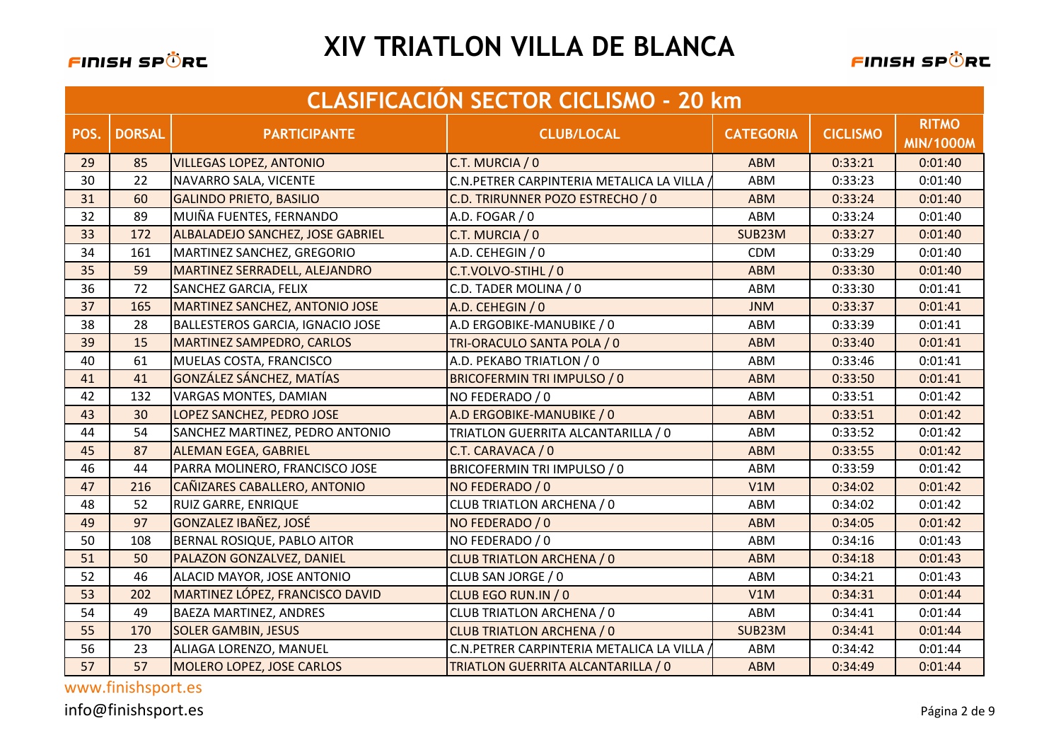# XIV TRIATLON VILLA DE BLANCA

## CLASIFICACIÓN SECTOR CICLISMO - 20 km

| POS. | DORSAL | PARTICIPANTE | CLUB/LOCAL | CATEGORIA | CICLISMO | RITMO MIN/1000M |
|---|---|---|---|---|---|---|
| 29 | 85 | VILLEGAS LOPEZ, ANTONIO | C.T. MURCIA / 0 | ABM | 0:33:21 | 0:01:40 |
| 30 | 22 | NAVARRO SALA, VICENTE | C.N.PETRER CARPINTERIA METALICA LA VILLA / | ABM | 0:33:23 | 0:01:40 |
| 31 | 60 | GALINDO PRIETO, BASILIO | C.D. TRIRUNNER POZO ESTRECHO / 0 | ABM | 0:33:24 | 0:01:40 |
| 32 | 89 | MUIÑA FUENTES, FERNANDO | A.D. FOGAR / 0 | ABM | 0:33:24 | 0:01:40 |
| 33 | 172 | ALBALADEJO SANCHEZ, JOSE GABRIEL | C.T. MURCIA / 0 | SUB23M | 0:33:27 | 0:01:40 |
| 34 | 161 | MARTINEZ SANCHEZ, GREGORIO | A.D. CEHEGIN / 0 | CDM | 0:33:29 | 0:01:40 |
| 35 | 59 | MARTINEZ SERRADELL, ALEJANDRO | C.T.VOLVO-STIHL / 0 | ABM | 0:33:30 | 0:01:40 |
| 36 | 72 | SANCHEZ GARCIA, FELIX | C.D. TADER MOLINA / 0 | ABM | 0:33:30 | 0:01:41 |
| 37 | 165 | MARTINEZ SANCHEZ, ANTONIO JOSE | A.D. CEHEGIN / 0 | JNM | 0:33:37 | 0:01:41 |
| 38 | 28 | BALLESTEROS GARCIA, IGNACIO JOSE | A.D ERGOBIKE-MANUBIKE / 0 | ABM | 0:33:39 | 0:01:41 |
| 39 | 15 | MARTINEZ SAMPEDRO, CARLOS | TRI-ORACULO SANTA POLA / 0 | ABM | 0:33:40 | 0:01:41 |
| 40 | 61 | MUELAS COSTA, FRANCISCO | A.D. PEKABO TRIATLON / 0 | ABM | 0:33:46 | 0:01:41 |
| 41 | 41 | GONZÁLEZ SÁNCHEZ, MATÍAS | BRICOFERMIN TRI IMPULSO / 0 | ABM | 0:33:50 | 0:01:41 |
| 42 | 132 | VARGAS MONTES, DAMIAN | NO FEDERADO / 0 | ABM | 0:33:51 | 0:01:42 |
| 43 | 30 | LOPEZ SANCHEZ, PEDRO JOSE | A.D ERGOBIKE-MANUBIKE / 0 | ABM | 0:33:51 | 0:01:42 |
| 44 | 54 | SANCHEZ MARTINEZ, PEDRO ANTONIO | TRIATLON GUERRITA ALCANTARILLA / 0 | ABM | 0:33:52 | 0:01:42 |
| 45 | 87 | ALEMAN EGEA, GABRIEL | C.T. CARAVACA / 0 | ABM | 0:33:55 | 0:01:42 |
| 46 | 44 | PARRA MOLINERO, FRANCISCO JOSE | BRICOFERMIN TRI IMPULSO / 0 | ABM | 0:33:59 | 0:01:42 |
| 47 | 216 | CAÑIZARES CABALLERO, ANTONIO | NO FEDERADO / 0 | V1M | 0:34:02 | 0:01:42 |
| 48 | 52 | RUIZ GARRE, ENRIQUE | CLUB TRIATLON ARCHENA / 0 | ABM | 0:34:02 | 0:01:42 |
| 49 | 97 | GONZALEZ IBAÑEZ, JOSÉ | NO FEDERADO / 0 | ABM | 0:34:05 | 0:01:42 |
| 50 | 108 | BERNAL ROSIQUE, PABLO AITOR | NO FEDERADO / 0 | ABM | 0:34:16 | 0:01:43 |
| 51 | 50 | PALAZON GONZALVEZ, DANIEL | CLUB TRIATLON ARCHENA / 0 | ABM | 0:34:18 | 0:01:43 |
| 52 | 46 | ALACID MAYOR, JOSE ANTONIO | CLUB SAN JORGE / 0 | ABM | 0:34:21 | 0:01:43 |
| 53 | 202 | MARTINEZ LÓPEZ, FRANCISCO DAVID | CLUB EGO RUN.IN / 0 | V1M | 0:34:31 | 0:01:44 |
| 54 | 49 | BAEZA MARTINEZ, ANDRES | CLUB TRIATLON ARCHENA / 0 | ABM | 0:34:41 | 0:01:44 |
| 55 | 170 | SOLER GAMBIN, JESUS | CLUB TRIATLON ARCHENA / 0 | SUB23M | 0:34:41 | 0:01:44 |
| 56 | 23 | ALIAGA LORENZO, MANUEL | C.N.PETRER CARPINTERIA METALICA LA VILLA / | ABM | 0:34:42 | 0:01:44 |
| 57 | 57 | MOLERO LOPEZ, JOSE CARLOS | TRIATLON GUERRITA ALCANTARILLA / 0 | ABM | 0:34:49 | 0:01:44 |

www.finishsport.es

info@finishsport.es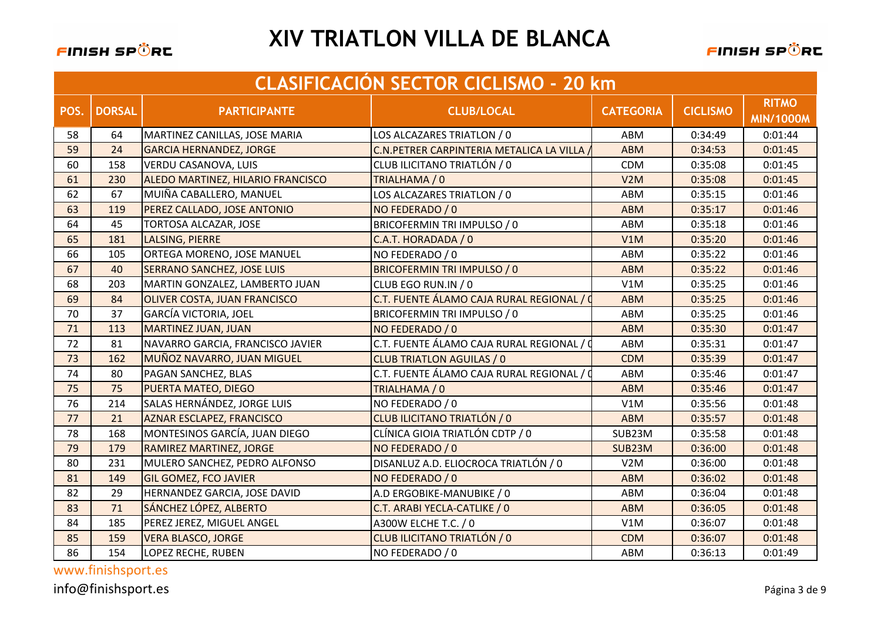# XIV TRIATLON VILLA DE BLANCA

## CLASIFICACIÓN SECTOR CICLISMO - 20 km

| POS. | DORSAL | PARTICIPANTE | CLUB/LOCAL | CATEGORIA | CICLISMO | RITMO MIN/1000M |
|---|---|---|---|---|---|---|
| 58 | 64 | MARTINEZ CANILLAS, JOSE MARIA | LOS ALCAZARES TRIATLON / 0 | ABM | 0:34:49 | 0:01:44 |
| 59 | 24 | GARCIA HERNANDEZ, JORGE | C.N.PETRER CARPINTERIA METALICA LA VILLA / | ABM | 0:34:53 | 0:01:45 |
| 60 | 158 | VERDU CASANOVA, LUIS | CLUB ILICITANO TRIATLÓN / 0 | CDM | 0:35:08 | 0:01:45 |
| 61 | 230 | ALEDO MARTINEZ, HILARIO FRANCISCO | TRIALHAMA / 0 | V2M | 0:35:08 | 0:01:45 |
| 62 | 67 | MUIÑA CABALLERO, MANUEL | LOS ALCAZARES TRIATLON / 0 | ABM | 0:35:15 | 0:01:46 |
| 63 | 119 | PEREZ CALLADO, JOSE ANTONIO | NO FEDERADO / 0 | ABM | 0:35:17 | 0:01:46 |
| 64 | 45 | TORTOSA ALCAZAR, JOSE | BRICOFERMIN TRI IMPULSO / 0 | ABM | 0:35:18 | 0:01:46 |
| 65 | 181 | LALSING, PIERRE | C.A.T. HORADADA / 0 | V1M | 0:35:20 | 0:01:46 |
| 66 | 105 | ORTEGA MORENO, JOSE MANUEL | NO FEDERADO / 0 | ABM | 0:35:22 | 0:01:46 |
| 67 | 40 | SERRANO SANCHEZ, JOSE LUIS | BRICOFERMIN TRI IMPULSO / 0 | ABM | 0:35:22 | 0:01:46 |
| 68 | 203 | MARTIN GONZALEZ, LAMBERTO JUAN | CLUB EGO RUN.IN / 0 | V1M | 0:35:25 | 0:01:46 |
| 69 | 84 | OLIVER COSTA, JUAN FRANCISCO | C.T. FUENTE ÁLAMO CAJA RURAL REGIONAL / 0 | ABM | 0:35:25 | 0:01:46 |
| 70 | 37 | GARCÍA VICTORIA, JOEL | BRICOFERMIN TRI IMPULSO / 0 | ABM | 0:35:25 | 0:01:46 |
| 71 | 113 | MARTINEZ JUAN, JUAN | NO FEDERADO / 0 | ABM | 0:35:30 | 0:01:47 |
| 72 | 81 | NAVARRO GARCIA, FRANCISCO JAVIER | C.T. FUENTE ÁLAMO CAJA RURAL REGIONAL / 0 | ABM | 0:35:31 | 0:01:47 |
| 73 | 162 | MUÑOZ NAVARRO, JUAN MIGUEL | CLUB TRIATLON AGUILAS / 0 | CDM | 0:35:39 | 0:01:47 |
| 74 | 80 | PAGAN SANCHEZ, BLAS | C.T. FUENTE ÁLAMO CAJA RURAL REGIONAL / 0 | ABM | 0:35:46 | 0:01:47 |
| 75 | 75 | PUERTA MATEO, DIEGO | TRIALHAMA / 0 | ABM | 0:35:46 | 0:01:47 |
| 76 | 214 | SALAS HERNÁNDEZ, JORGE LUIS | NO FEDERADO / 0 | V1M | 0:35:56 | 0:01:48 |
| 77 | 21 | AZNAR ESCLAPEZ, FRANCISCO | CLUB ILICITANO TRIATLÓN / 0 | ABM | 0:35:57 | 0:01:48 |
| 78 | 168 | MONTESINOS GARCÍA, JUAN DIEGO | CLÍNICA GIOIA TRIATLÓN CDTP / 0 | SUB23M | 0:35:58 | 0:01:48 |
| 79 | 179 | RAMIREZ MARTINEZ, JORGE | NO FEDERADO / 0 | SUB23M | 0:36:00 | 0:01:48 |
| 80 | 231 | MULERO SANCHEZ, PEDRO ALFONSO | DISANLUZ A.D. ELIOCROCA TRIATLÓN / 0 | V2M | 0:36:00 | 0:01:48 |
| 81 | 149 | GIL GOMEZ, FCO JAVIER | NO FEDERADO / 0 | ABM | 0:36:02 | 0:01:48 |
| 82 | 29 | HERNANDEZ GARCIA, JOSE DAVID | A.D ERGOBIKE-MANUBIKE / 0 | ABM | 0:36:04 | 0:01:48 |
| 83 | 71 | SÁNCHEZ LÓPEZ, ALBERTO | C.T. ARABI YECLA-CATLIKE / 0 | ABM | 0:36:05 | 0:01:48 |
| 84 | 185 | PEREZ JEREZ, MIGUEL ANGEL | A300W ELCHE T.C. / 0 | V1M | 0:36:07 | 0:01:48 |
| 85 | 159 | VERA BLASCO, JORGE | CLUB ILICITANO TRIATLÓN / 0 | CDM | 0:36:07 | 0:01:48 |
| 86 | 154 | LOPEZ RECHE, RUBEN | NO FEDERADO / 0 | ABM | 0:36:13 | 0:01:49 |

www.finishsport.es

info@finishsport.es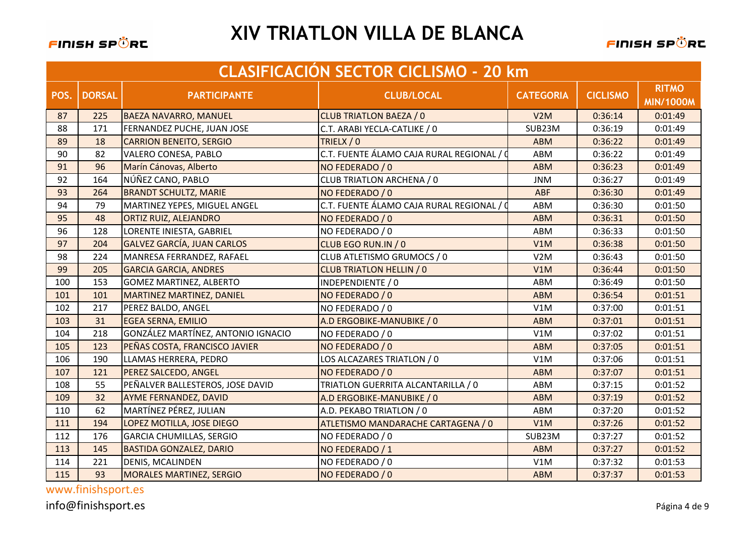# XIV TRIATLON VILLA DE BLANCA

## CLASIFICACIÓN SECTOR CICLISMO - 20 km

| POS. | DORSAL | PARTICIPANTE | CLUB/LOCAL | CATEGORIA | CICLISMO | RITMO MIN/1000M |
|---|---|---|---|---|---|---|
| 87 | 225 | BAEZA NAVARRO, MANUEL | CLUB TRIATLON BAEZA / 0 | V2M | 0:36:14 | 0:01:49 |
| 88 | 171 | FERNANDEZ PUCHE, JUAN JOSE | C.T. ARABI YECLA-CATLIKE / 0 | SUB23M | 0:36:19 | 0:01:49 |
| 89 | 18 | CARRION BENEITO, SERGIO | TRIELX / 0 | ABM | 0:36:22 | 0:01:49 |
| 90 | 82 | VALERO CONESA, PABLO | C.T. FUENTE ÁLAMO CAJA RURAL REGIONAL / 0 | ABM | 0:36:22 | 0:01:49 |
| 91 | 96 | Marín Cánovas, Alberto | NO FEDERADO / 0 | ABM | 0:36:23 | 0:01:49 |
| 92 | 164 | NÚÑEZ CANO, PABLO | CLUB TRIATLON ARCHENA / 0 | JNM | 0:36:27 | 0:01:49 |
| 93 | 264 | BRANDT SCHULTZ, MARIE | NO FEDERADO / 0 | ABF | 0:36:30 | 0:01:49 |
| 94 | 79 | MARTINEZ YEPES, MIGUEL ANGEL | C.T. FUENTE ÁLAMO CAJA RURAL REGIONAL / 0 | ABM | 0:36:30 | 0:01:50 |
| 95 | 48 | ORTIZ RUIZ, ALEJANDRO | NO FEDERADO / 0 | ABM | 0:36:31 | 0:01:50 |
| 96 | 128 | LORENTE INIESTA, GABRIEL | NO FEDERADO / 0 | ABM | 0:36:33 | 0:01:50 |
| 97 | 204 | GALVEZ GARCÍA, JUAN CARLOS | CLUB EGO RUN.IN / 0 | V1M | 0:36:38 | 0:01:50 |
| 98 | 224 | MANRESA FERRANDEZ, RAFAEL | CLUB ATLETISMO GRUMOCS / 0 | V2M | 0:36:43 | 0:01:50 |
| 99 | 205 | GARCIA GARCIA, ANDRES | CLUB TRIATLON HELLIN / 0 | V1M | 0:36:44 | 0:01:50 |
| 100 | 153 | GOMEZ MARTINEZ, ALBERTO | INDEPENDIENTE / 0 | ABM | 0:36:49 | 0:01:50 |
| 101 | 101 | MARTINEZ MARTINEZ, DANIEL | NO FEDERADO / 0 | ABM | 0:36:54 | 0:01:51 |
| 102 | 217 | PEREZ BALDO, ANGEL | NO FEDERADO / 0 | V1M | 0:37:00 | 0:01:51 |
| 103 | 31 | EGEA SERNA, EMILIO | A.D ERGOBIKE-MANUBIKE / 0 | ABM | 0:37:01 | 0:01:51 |
| 104 | 218 | GONZÁLEZ MARTÍNEZ, ANTONIO IGNACIO | NO FEDERADO / 0 | V1M | 0:37:02 | 0:01:51 |
| 105 | 123 | PEÑAS COSTA, FRANCISCO JAVIER | NO FEDERADO / 0 | ABM | 0:37:05 | 0:01:51 |
| 106 | 190 | LLAMAS HERRERA, PEDRO | LOS ALCAZARES TRIATLON / 0 | V1M | 0:37:06 | 0:01:51 |
| 107 | 121 | PEREZ SALCEDO, ANGEL | NO FEDERADO / 0 | ABM | 0:37:07 | 0:01:51 |
| 108 | 55 | PEÑALVER BALLESTEROS, JOSE DAVID | TRIATLON GUERRITA ALCANTARILLA / 0 | ABM | 0:37:15 | 0:01:52 |
| 109 | 32 | AYME FERNANDEZ, DAVID | A.D ERGOBIKE-MANUBIKE / 0 | ABM | 0:37:19 | 0:01:52 |
| 110 | 62 | MARTÍNEZ PÉREZ, JULIAN | A.D. PEKABO TRIATLON / 0 | ABM | 0:37:20 | 0:01:52 |
| 111 | 194 | LOPEZ MOTILLA, JOSE DIEGO | ATLETISMO MANDARACHE CARTAGENA / 0 | V1M | 0:37:26 | 0:01:52 |
| 112 | 176 | GARCIA CHUMILLAS, SERGIO | NO FEDERADO / 0 | SUB23M | 0:37:27 | 0:01:52 |
| 113 | 145 | BASTIDA GONZALEZ, DARIO | NO FEDERADO / 1 | ABM | 0:37:27 | 0:01:52 |
| 114 | 221 | DENIS, MCALINDEN | NO FEDERADO / 0 | V1M | 0:37:32 | 0:01:53 |
| 115 | 93 | MORALES MARTINEZ, SERGIO | NO FEDERADO / 0 | ABM | 0:37:37 | 0:01:53 |

www.finishsport.es

info@finishsport.es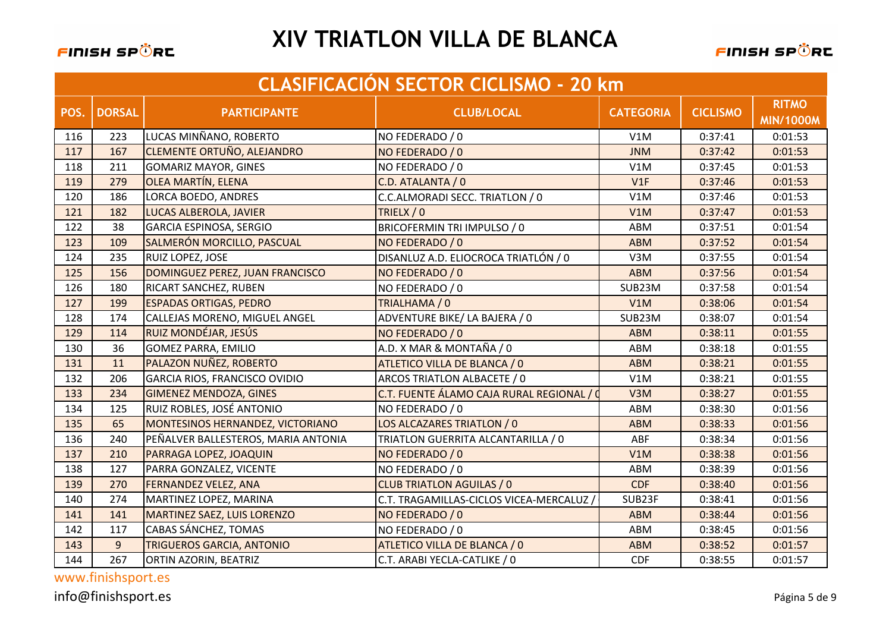# XIV TRIATLON VILLA DE BLANCA

## CLASIFICACIÓN SECTOR CICLISMO - 20 km

| POS. | DORSAL | PARTICIPANTE | CLUB/LOCAL | CATEGORIA | CICLISMO | RITMO MIN/1000M |
|---|---|---|---|---|---|---|
| 116 | 223 | LUCAS MINÑANO, ROBERTO | NO FEDERADO / 0 | V1M | 0:37:41 | 0:01:53 |
| 117 | 167 | CLEMENTE ORTUÑO, ALEJANDRO | NO FEDERADO / 0 | JNM | 0:37:42 | 0:01:53 |
| 118 | 211 | GOMARIZ MAYOR, GINES | NO FEDERADO / 0 | V1M | 0:37:45 | 0:01:53 |
| 119 | 279 | OLEA MARTÍN, ELENA | C.D. ATALANTA / 0 | V1F | 0:37:46 | 0:01:53 |
| 120 | 186 | LORCA BOEDO, ANDRES | C.C.ALMORADI SECC. TRIATLON / 0 | V1M | 0:37:46 | 0:01:53 |
| 121 | 182 | LUCAS ALBEROLA, JAVIER | TRIELX / 0 | V1M | 0:37:47 | 0:01:53 |
| 122 | 38 | GARCIA ESPINOSA, SERGIO | BRICOFERMIN TRI IMPULSO / 0 | ABM | 0:37:51 | 0:01:54 |
| 123 | 109 | SALMERÓN MORCILLO, PASCUAL | NO FEDERADO / 0 | ABM | 0:37:52 | 0:01:54 |
| 124 | 235 | RUIZ LOPEZ, JOSE | DISANLUZ A.D. ELIOCROCA TRIATLÓN / 0 | V3M | 0:37:55 | 0:01:54 |
| 125 | 156 | DOMINGUEZ PEREZ, JUAN FRANCISCO | NO FEDERADO / 0 | ABM | 0:37:56 | 0:01:54 |
| 126 | 180 | RICART SANCHEZ, RUBEN | NO FEDERADO / 0 | SUB23M | 0:37:58 | 0:01:54 |
| 127 | 199 | ESPADAS ORTIGAS, PEDRO | TRIALHAMA / 0 | V1M | 0:38:06 | 0:01:54 |
| 128 | 174 | CALLEJAS MORENO, MIGUEL ANGEL | ADVENTURE BIKE/ LA BAJERA / 0 | SUB23M | 0:38:07 | 0:01:54 |
| 129 | 114 | RUIZ MONDÉJAR, JESÚS | NO FEDERADO / 0 | ABM | 0:38:11 | 0:01:55 |
| 130 | 36 | GOMEZ PARRA, EMILIO | A.D. X MAR & MONTAÑA / 0 | ABM | 0:38:18 | 0:01:55 |
| 131 | 11 | PALAZON NUÑEZ, ROBERTO | ATLETICO VILLA DE BLANCA / 0 | ABM | 0:38:21 | 0:01:55 |
| 132 | 206 | GARCIA RIOS, FRANCISCO OVIDIO | ARCOS TRIATLON ALBACETE / 0 | V1M | 0:38:21 | 0:01:55 |
| 133 | 234 | GIMENEZ MENDOZA, GINES | C.T. FUENTE ÁLAMO CAJA RURAL REGIONAL / 0 | V3M | 0:38:27 | 0:01:55 |
| 134 | 125 | RUIZ ROBLES, JOSÉ ANTONIO | NO FEDERADO / 0 | ABM | 0:38:30 | 0:01:56 |
| 135 | 65 | MONTESINOS HERNANDEZ, VICTORIANO | LOS ALCAZARES TRIATLON / 0 | ABM | 0:38:33 | 0:01:56 |
| 136 | 240 | PEÑALVER BALLESTEROS, MARIA ANTONIA | TRIATLON GUERRITA ALCANTARILLA / 0 | ABF | 0:38:34 | 0:01:56 |
| 137 | 210 | PARRAGA LOPEZ, JOAQUIN | NO FEDERADO / 0 | V1M | 0:38:38 | 0:01:56 |
| 138 | 127 | PARRA GONZALEZ, VICENTE | NO FEDERADO / 0 | ABM | 0:38:39 | 0:01:56 |
| 139 | 270 | FERNANDEZ VELEZ, ANA | CLUB TRIATLON AGUILAS / 0 | CDF | 0:38:40 | 0:01:56 |
| 140 | 274 | MARTINEZ LOPEZ, MARINA | C.T. TRAGAMILLAS-CICLOS VICEA-MERCALUZ / | SUB23F | 0:38:41 | 0:01:56 |
| 141 | 141 | MARTINEZ SAEZ, LUIS LORENZO | NO FEDERADO / 0 | ABM | 0:38:44 | 0:01:56 |
| 142 | 117 | CABAS SÁNCHEZ, TOMAS | NO FEDERADO / 0 | ABM | 0:38:45 | 0:01:56 |
| 143 | 9 | TRIGUEROS GARCIA, ANTONIO | ATLETICO VILLA DE BLANCA / 0 | ABM | 0:38:52 | 0:01:57 |
| 144 | 267 | ORTIN AZORIN, BEATRIZ | C.T. ARABI YECLA-CATLIKE / 0 | CDF | 0:38:55 | 0:01:57 |

www.finishsport.es

info@finishsport.es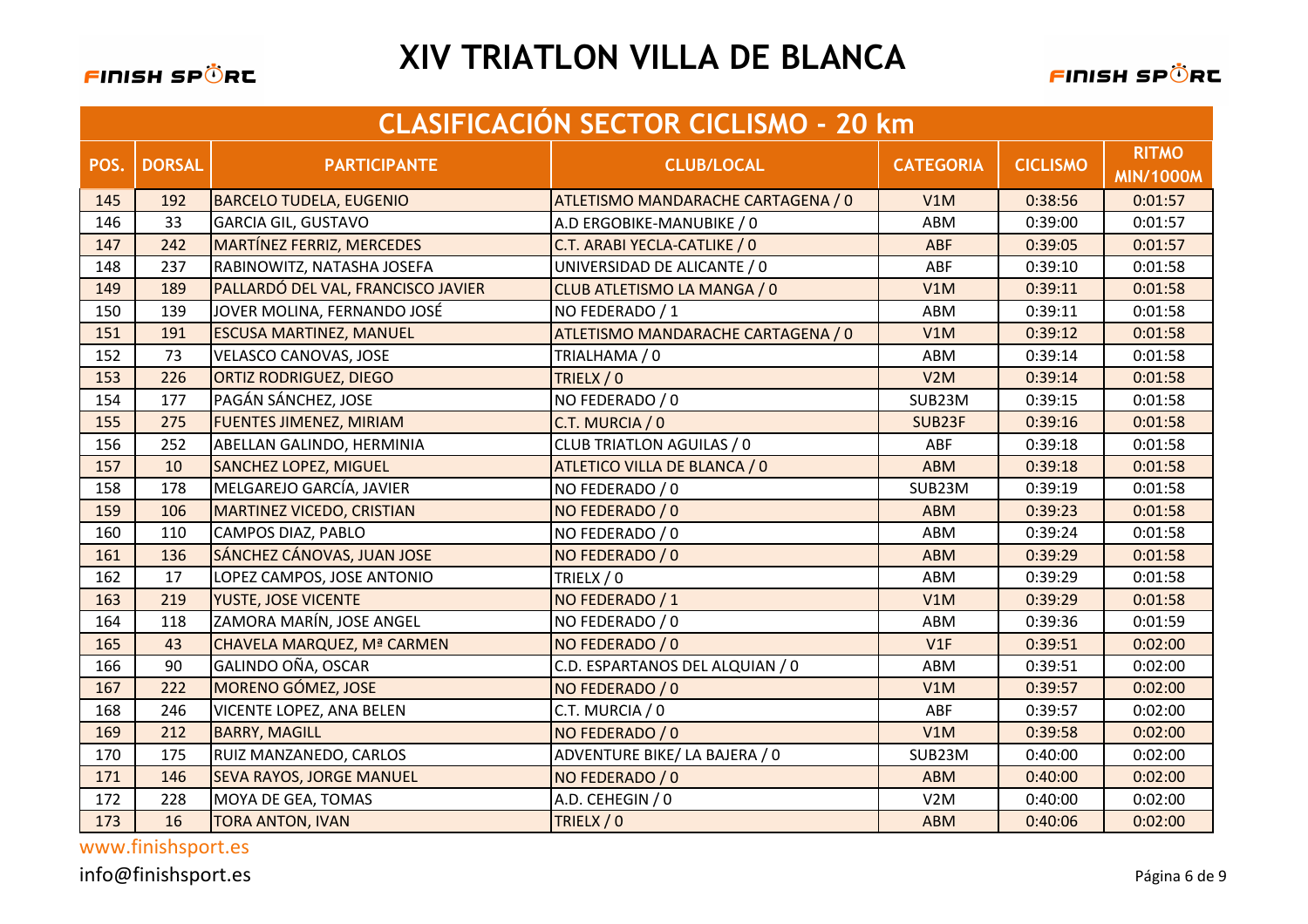# XIV TRIATLON VILLA DE BLANCA

## CLASIFICACIÓN SECTOR CICLISMO - 20 km

| POS. | DORSAL | PARTICIPANTE | CLUB/LOCAL | CATEGORIA | CICLISMO | RITMO MIN/1000M |
|---|---|---|---|---|---|---|
| 145 | 192 | BARCELO TUDELA, EUGENIO | ATLETISMO MANDARACHE CARTAGENA / 0 | V1M | 0:38:56 | 0:01:57 |
| 146 | 33 | GARCIA GIL, GUSTAVO | A.D ERGOBIKE-MANUBIKE / 0 | ABM | 0:39:00 | 0:01:57 |
| 147 | 242 | MARTÍNEZ FERRIZ, MERCEDES | C.T. ARABI YECLA-CATLIKE / 0 | ABF | 0:39:05 | 0:01:57 |
| 148 | 237 | RABINOWITZ, NATASHA JOSEFA | UNIVERSIDAD DE ALICANTE / 0 | ABF | 0:39:10 | 0:01:58 |
| 149 | 189 | PALLARDÓ DEL VAL, FRANCISCO JAVIER | CLUB ATLETISMO LA MANGA / 0 | V1M | 0:39:11 | 0:01:58 |
| 150 | 139 | JOVER MOLINA, FERNANDO JOSÉ | NO FEDERADO / 1 | ABM | 0:39:11 | 0:01:58 |
| 151 | 191 | ESCUSA MARTINEZ, MANUEL | ATLETISMO MANDARACHE CARTAGENA / 0 | V1M | 0:39:12 | 0:01:58 |
| 152 | 73 | VELASCO CANOVAS, JOSE | TRIALHAMA / 0 | ABM | 0:39:14 | 0:01:58 |
| 153 | 226 | ORTIZ RODRIGUEZ, DIEGO | TRIELX / 0 | V2M | 0:39:14 | 0:01:58 |
| 154 | 177 | PAGÁN SÁNCHEZ, JOSE | NO FEDERADO / 0 | SUB23M | 0:39:15 | 0:01:58 |
| 155 | 275 | FUENTES JIMENEZ, MIRIAM | C.T. MURCIA / 0 | SUB23F | 0:39:16 | 0:01:58 |
| 156 | 252 | ABELLAN GALINDO, HERMINIA | CLUB TRIATLON AGUILAS / 0 | ABF | 0:39:18 | 0:01:58 |
| 157 | 10 | SANCHEZ LOPEZ, MIGUEL | ATLETICO VILLA DE BLANCA / 0 | ABM | 0:39:18 | 0:01:58 |
| 158 | 178 | MELGAREJO GARCÍA, JAVIER | NO FEDERADO / 0 | SUB23M | 0:39:19 | 0:01:58 |
| 159 | 106 | MARTINEZ VICEDO, CRISTIAN | NO FEDERADO / 0 | ABM | 0:39:23 | 0:01:58 |
| 160 | 110 | CAMPOS DIAZ, PABLO | NO FEDERADO / 0 | ABM | 0:39:24 | 0:01:58 |
| 161 | 136 | SÁNCHEZ CÁNOVAS, JUAN JOSE | NO FEDERADO / 0 | ABM | 0:39:29 | 0:01:58 |
| 162 | 17 | LOPEZ CAMPOS, JOSE ANTONIO | TRIELX / 0 | ABM | 0:39:29 | 0:01:58 |
| 163 | 219 | YUSTE, JOSE VICENTE | NO FEDERADO / 1 | V1M | 0:39:29 | 0:01:58 |
| 164 | 118 | ZAMORA MARÍN, JOSE ANGEL | NO FEDERADO / 0 | ABM | 0:39:36 | 0:01:59 |
| 165 | 43 | CHAVELA MARQUEZ, Mª CARMEN | NO FEDERADO / 0 | V1F | 0:39:51 | 0:02:00 |
| 166 | 90 | GALINDO OÑA, OSCAR | C.D. ESPARTANOS DEL ALQUIAN / 0 | ABM | 0:39:51 | 0:02:00 |
| 167 | 222 | MORENO GÓMEZ, JOSE | NO FEDERADO / 0 | V1M | 0:39:57 | 0:02:00 |
| 168 | 246 | VICENTE LOPEZ, ANA BELEN | C.T. MURCIA / 0 | ABF | 0:39:57 | 0:02:00 |
| 169 | 212 | BARRY, MAGILL | NO FEDERADO / 0 | V1M | 0:39:58 | 0:02:00 |
| 170 | 175 | RUIZ MANZANEDO, CARLOS | ADVENTURE BIKE/ LA BAJERA / 0 | SUB23M | 0:40:00 | 0:02:00 |
| 171 | 146 | SEVA RAYOS, JORGE MANUEL | NO FEDERADO / 0 | ABM | 0:40:00 | 0:02:00 |
| 172 | 228 | MOYA DE GEA, TOMAS | A.D. CEHEGIN / 0 | V2M | 0:40:00 | 0:02:00 |
| 173 | 16 | TORA ANTON, IVAN | TRIELX / 0 | ABM | 0:40:06 | 0:02:00 |

www.finishsport.es

info@finishsport.es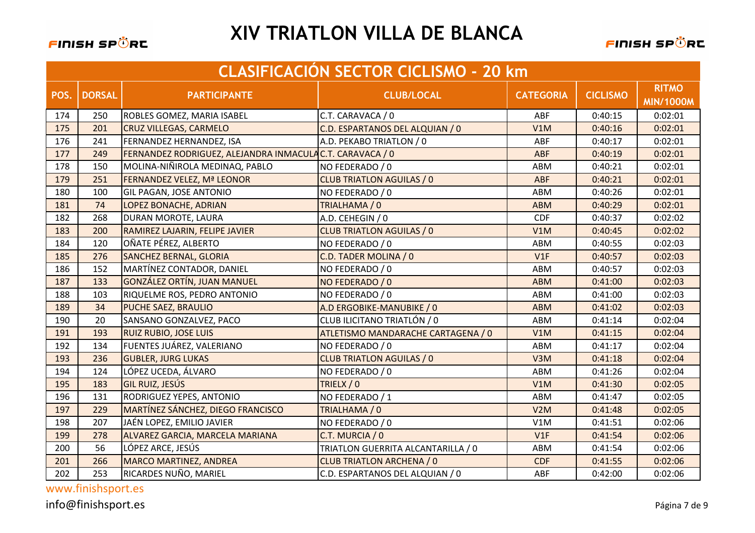# XIV TRIATLON VILLA DE BLANCA

## CLASIFICACIÓN SECTOR CICLISMO - 20 km

| POS. | DORSAL | PARTICIPANTE | CLUB/LOCAL | CATEGORIA | CICLISMO | RITMO MIN/1000M |
|---|---|---|---|---|---|---|
| 174 | 250 | ROBLES GOMEZ, MARIA ISABEL | C.T. CARAVACA / 0 | ABF | 0:40:15 | 0:02:01 |
| 175 | 201 | CRUZ VILLEGAS, CARMELO | C.D. ESPARTANOS DEL ALQUIAN / 0 | V1M | 0:40:16 | 0:02:01 |
| 176 | 241 | FERNANDEZ HERNANDEZ, ISA | A.D. PEKABO TRIATLON / 0 | ABF | 0:40:17 | 0:02:01 |
| 177 | 249 | FERNANDEZ RODRIGUEZ, ALEJANDRA INMACULA | C.T. CARAVACA / 0 | ABF | 0:40:19 | 0:02:01 |
| 178 | 150 | MOLINA-NIÑIROLA MEDINAQ, PABLO | NO FEDERADO / 0 | ABM | 0:40:21 | 0:02:01 |
| 179 | 251 | FERNANDEZ VELEZ, Mª LEONOR | CLUB TRIATLON AGUILAS / 0 | ABF | 0:40:21 | 0:02:01 |
| 180 | 100 | GIL PAGAN, JOSE ANTONIO | NO FEDERADO / 0 | ABM | 0:40:26 | 0:02:01 |
| 181 | 74 | LOPEZ BONACHE, ADRIAN | TRIALHAMA / 0 | ABM | 0:40:29 | 0:02:01 |
| 182 | 268 | DURAN MOROTE, LAURA | A.D. CEHEGIN / 0 | CDF | 0:40:37 | 0:02:02 |
| 183 | 200 | RAMIREZ LAJARIN, FELIPE JAVIER | CLUB TRIATLON AGUILAS / 0 | V1M | 0:40:45 | 0:02:02 |
| 184 | 120 | OÑATE PÉREZ, ALBERTO | NO FEDERADO / 0 | ABM | 0:40:55 | 0:02:03 |
| 185 | 276 | SANCHEZ BERNAL, GLORIA | C.D. TADER MOLINA / 0 | V1F | 0:40:57 | 0:02:03 |
| 186 | 152 | MARTÍNEZ CONTADOR, DANIEL | NO FEDERADO / 0 | ABM | 0:40:57 | 0:02:03 |
| 187 | 133 | GONZÁLEZ ORTÍN, JUAN MANUEL | NO FEDERADO / 0 | ABM | 0:41:00 | 0:02:03 |
| 188 | 103 | RIQUELME ROS, PEDRO ANTONIO | NO FEDERADO / 0 | ABM | 0:41:00 | 0:02:03 |
| 189 | 34 | PUCHE SAEZ, BRAULIO | A.D ERGOBIKE-MANUBIKE / 0 | ABM | 0:41:02 | 0:02:03 |
| 190 | 20 | SANSANO GONZALVEZ, PACO | CLUB ILICITANO TRIATLÓN / 0 | ABM | 0:41:14 | 0:02:04 |
| 191 | 193 | RUIZ RUBIO, JOSE LUIS | ATLETISMO MANDARACHE CARTAGENA / 0 | V1M | 0:41:15 | 0:02:04 |
| 192 | 134 | FUENTES JUÁREZ, VALERIANO | NO FEDERADO / 0 | ABM | 0:41:17 | 0:02:04 |
| 193 | 236 | GUBLER, JURG LUKAS | CLUB TRIATLON AGUILAS / 0 | V3M | 0:41:18 | 0:02:04 |
| 194 | 124 | LÓPEZ UCEDA, ÁLVARO | NO FEDERADO / 0 | ABM | 0:41:26 | 0:02:04 |
| 195 | 183 | GIL RUIZ, JESÚS | TRIELX / 0 | V1M | 0:41:30 | 0:02:05 |
| 196 | 131 | RODRIGUEZ YEPES, ANTONIO | NO FEDERADO / 1 | ABM | 0:41:47 | 0:02:05 |
| 197 | 229 | MARTÍNEZ SÁNCHEZ, DIEGO FRANCISCO | TRIALHAMA / 0 | V2M | 0:41:48 | 0:02:05 |
| 198 | 207 | JAÉN LOPEZ, EMILIO JAVIER | NO FEDERADO / 0 | V1M | 0:41:51 | 0:02:06 |
| 199 | 278 | ALVAREZ GARCIA, MARCELA MARIANA | C.T. MURCIA / 0 | V1F | 0:41:54 | 0:02:06 |
| 200 | 56 | LÓPEZ ARCE, JESÚS | TRIATLON GUERRITA ALCANTARILLA / 0 | ABM | 0:41:54 | 0:02:06 |
| 201 | 266 | MARCO MARTINEZ, ANDREA | CLUB TRIATLON ARCHENA / 0 | CDF | 0:41:55 | 0:02:06 |
| 202 | 253 | RICARDES NUÑO, MARIEL | C.D. ESPARTANOS DEL ALQUIAN / 0 | ABF | 0:42:00 | 0:02:06 |

www.finishsport.es

info@finishsport.es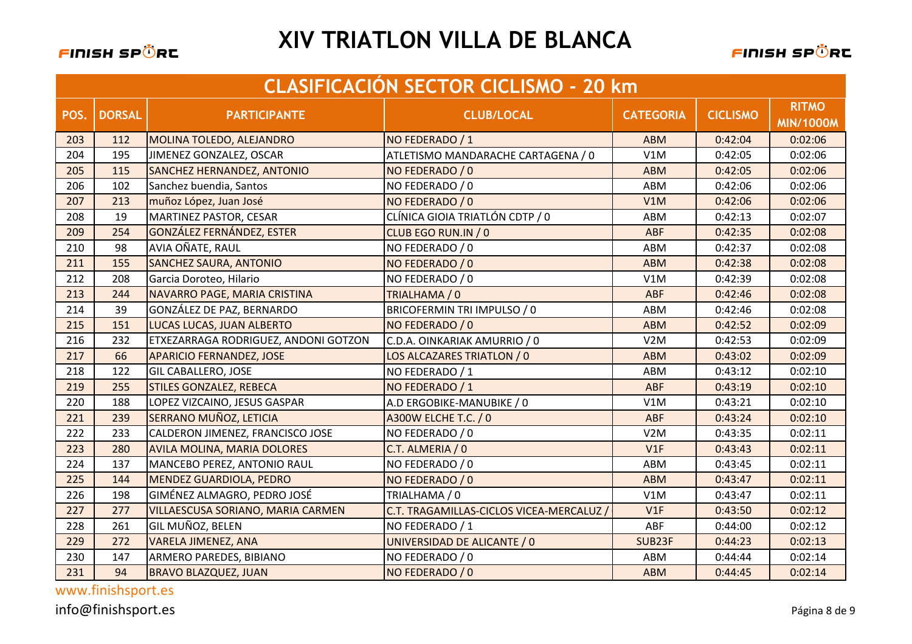# XIV TRIATLON VILLA DE BLANCA

## CLASIFICACIÓN SECTOR CICLISMO - 20 km

| POS. | DORSAL | PARTICIPANTE | CLUB/LOCAL | CATEGORIA | CICLISMO | RITMO MIN/1000M |
|---|---|---|---|---|---|---|
| 203 | 112 | MOLINA TOLEDO, ALEJANDRO | NO FEDERADO / 1 | ABM | 0:42:04 | 0:02:06 |
| 204 | 195 | JIMENEZ GONZALEZ, OSCAR | ATLETISMO MANDARACHE CARTAGENA / 0 | V1M | 0:42:05 | 0:02:06 |
| 205 | 115 | SANCHEZ HERNANDEZ, ANTONIO | NO FEDERADO / 0 | ABM | 0:42:05 | 0:02:06 |
| 206 | 102 | Sanchez buendia, Santos | NO FEDERADO / 0 | ABM | 0:42:06 | 0:02:06 |
| 207 | 213 | muñoz López, Juan José | NO FEDERADO / 0 | V1M | 0:42:06 | 0:02:06 |
| 208 | 19 | MARTINEZ PASTOR, CESAR | CLÍNICA GIOIA TRIATLÓN CDTP / 0 | ABM | 0:42:13 | 0:02:07 |
| 209 | 254 | GONZÁLEZ FERNÁNDEZ, ESTER | CLUB EGO RUN.IN / 0 | ABF | 0:42:35 | 0:02:08 |
| 210 | 98 | AVIA OÑATE, RAUL | NO FEDERADO / 0 | ABM | 0:42:37 | 0:02:08 |
| 211 | 155 | SANCHEZ SAURA, ANTONIO | NO FEDERADO / 0 | ABM | 0:42:38 | 0:02:08 |
| 212 | 208 | Garcia Doroteo, Hilario | NO FEDERADO / 0 | V1M | 0:42:39 | 0:02:08 |
| 213 | 244 | NAVARRO PAGE, MARIA CRISTINA | TRIALHAMA / 0 | ABF | 0:42:46 | 0:02:08 |
| 214 | 39 | GONZÁLEZ DE PAZ, BERNARDO | BRICOFERMIN TRI IMPULSO / 0 | ABM | 0:42:46 | 0:02:08 |
| 215 | 151 | LUCAS LUCAS, JUAN ALBERTO | NO FEDERADO / 0 | ABM | 0:42:52 | 0:02:09 |
| 216 | 232 | ETXEZARRAGA RODRIGUEZ, ANDONI GOTZON | C.D.A. OINKARIAK AMURRIO / 0 | V2M | 0:42:53 | 0:02:09 |
| 217 | 66 | APARICIO FERNANDEZ, JOSE | LOS ALCAZARES TRIATLON / 0 | ABM | 0:43:02 | 0:02:09 |
| 218 | 122 | GIL CABALLERO, JOSE | NO FEDERADO / 1 | ABM | 0:43:12 | 0:02:10 |
| 219 | 255 | STILES GONZALEZ, REBECA | NO FEDERADO / 1 | ABF | 0:43:19 | 0:02:10 |
| 220 | 188 | LOPEZ VIZCAINO, JESUS GASPAR | A.D ERGOBIKE-MANUBIKE / 0 | V1M | 0:43:21 | 0:02:10 |
| 221 | 239 | SERRANO MUÑOZ, LETICIA | A300W ELCHE T.C. / 0 | ABF | 0:43:24 | 0:02:10 |
| 222 | 233 | CALDERON JIMENEZ, FRANCISCO JOSE | NO FEDERADO / 0 | V2M | 0:43:35 | 0:02:11 |
| 223 | 280 | AVILA MOLINA, MARIA DOLORES | C.T. ALMERIA / 0 | V1F | 0:43:43 | 0:02:11 |
| 224 | 137 | MANCEBO PEREZ, ANTONIO RAUL | NO FEDERADO / 0 | ABM | 0:43:45 | 0:02:11 |
| 225 | 144 | MENDEZ GUARDIOLA, PEDRO | NO FEDERADO / 0 | ABM | 0:43:47 | 0:02:11 |
| 226 | 198 | GIMÉNEZ ALMAGRO, PEDRO JOSÉ | TRIALHAMA / 0 | V1M | 0:43:47 | 0:02:11 |
| 227 | 277 | VILLAESCUSA SORIANO, MARIA CARMEN | C.T. TRAGAMILLAS-CICLOS VICEA-MERCALUZ / | V1F | 0:43:50 | 0:02:12 |
| 228 | 261 | GIL MUÑOZ, BELEN | NO FEDERADO / 1 | ABF | 0:44:00 | 0:02:12 |
| 229 | 272 | VARELA JIMENEZ, ANA | UNIVERSIDAD DE ALICANTE / 0 | SUB23F | 0:44:23 | 0:02:13 |
| 230 | 147 | ARMERO PAREDES, BIBIANO | NO FEDERADO / 0 | ABM | 0:44:44 | 0:02:14 |
| 231 | 94 | BRAVO BLAZQUEZ, JUAN | NO FEDERADO / 0 | ABM | 0:44:45 | 0:02:14 |

www.finishsport.es

info@finishsport.es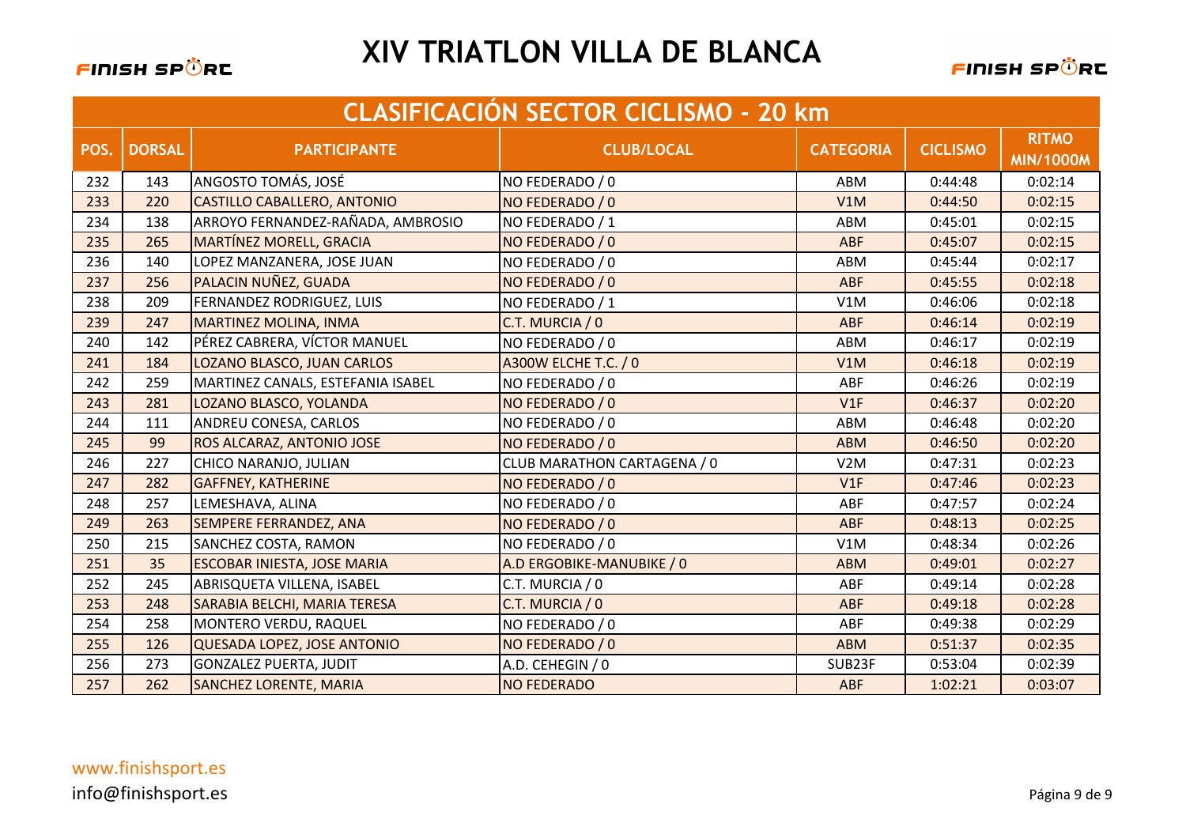# XIV TRIATLON VILLA DE BLANCA

## CLASIFICACIÓN SECTOR CICLISMO - 20 km

| POS. | DORSAL | PARTICIPANTE | CLUB/LOCAL | CATEGORIA | CICLISMO | RITMO MIN/1000M |
|---|---|---|---|---|---|---|
| 232 | 143 | ANGOSTO TOMÁS, JOSÉ | NO FEDERADO / 0 | ABM | 0:44:48 | 0:02:14 |
| 233 | 220 | CASTILLO CABALLERO, ANTONIO | NO FEDERADO / 0 | V1M | 0:44:50 | 0:02:15 |
| 234 | 138 | ARROYO FERNANDEZ-RAÑADA, AMBROSIO | NO FEDERADO / 1 | ABM | 0:45:01 | 0:02:15 |
| 235 | 265 | MARTÍNEZ MORELL, GRACIA | NO FEDERADO / 0 | ABF | 0:45:07 | 0:02:15 |
| 236 | 140 | LOPEZ MANZANERA, JOSE JUAN | NO FEDERADO / 0 | ABM | 0:45:44 | 0:02:17 |
| 237 | 256 | PALACIN NUÑEZ, GUADA | NO FEDERADO / 0 | ABF | 0:45:55 | 0:02:18 |
| 238 | 209 | FERNANDEZ RODRIGUEZ, LUIS | NO FEDERADO / 1 | V1M | 0:46:06 | 0:02:18 |
| 239 | 247 | MARTINEZ MOLINA, INMA | C.T. MURCIA / 0 | ABF | 0:46:14 | 0:02:19 |
| 240 | 142 | PÉREZ CABRERA, VÍCTOR MANUEL | NO FEDERADO / 0 | ABM | 0:46:17 | 0:02:19 |
| 241 | 184 | LOZANO BLASCO, JUAN CARLOS | A300W ELCHE T.C. / 0 | V1M | 0:46:18 | 0:02:19 |
| 242 | 259 | MARTINEZ CANALS, ESTEFANIA ISABEL | NO FEDERADO / 0 | ABF | 0:46:26 | 0:02:19 |
| 243 | 281 | LOZANO BLASCO, YOLANDA | NO FEDERADO / 0 | V1F | 0:46:37 | 0:02:20 |
| 244 | 111 | ANDREU CONESA, CARLOS | NO FEDERADO / 0 | ABM | 0:46:48 | 0:02:20 |
| 245 | 99 | ROS ALCARAZ, ANTONIO JOSE | NO FEDERADO / 0 | ABM | 0:46:50 | 0:02:20 |
| 246 | 227 | CHICO NARANJO, JULIAN | CLUB MARATHON CARTAGENA / 0 | V2M | 0:47:31 | 0:02:23 |
| 247 | 282 | GAFFNEY, KATHERINE | NO FEDERADO / 0 | V1F | 0:47:46 | 0:02:23 |
| 248 | 257 | LEMESHAVA, ALINA | NO FEDERADO / 0 | ABF | 0:47:57 | 0:02:24 |
| 249 | 263 | SEMPERE FERRANDEZ, ANA | NO FEDERADO / 0 | ABF | 0:48:13 | 0:02:25 |
| 250 | 215 | SANCHEZ COSTA, RAMON | NO FEDERADO / 0 | V1M | 0:48:34 | 0:02:26 |
| 251 | 35 | ESCOBAR INIESTA, JOSE MARIA | A.D ERGOBIKE-MANUBIKE / 0 | ABM | 0:49:01 | 0:02:27 |
| 252 | 245 | ABRISQUETA VILLENA, ISABEL | C.T. MURCIA / 0 | ABF | 0:49:14 | 0:02:28 |
| 253 | 248 | SARABIA BELCHI, MARIA TERESA | C.T. MURCIA / 0 | ABF | 0:49:18 | 0:02:28 |
| 254 | 258 | MONTERO VERDU, RAQUEL | NO FEDERADO / 0 | ABF | 0:49:38 | 0:02:29 |
| 255 | 126 | QUESADA LOPEZ, JOSE ANTONIO | NO FEDERADO / 0 | ABM | 0:51:37 | 0:02:35 |
| 256 | 273 | GONZALEZ PUERTA, JUDIT | A.D. CEHEGIN / 0 | SUB23F | 0:53:04 | 0:02:39 |
| 257 | 262 | SANCHEZ LORENTE, MARIA | NO FEDERADO | ABF | 1:02:21 | 0:03:07 |

www.finishsport.es
info@finishsport.es